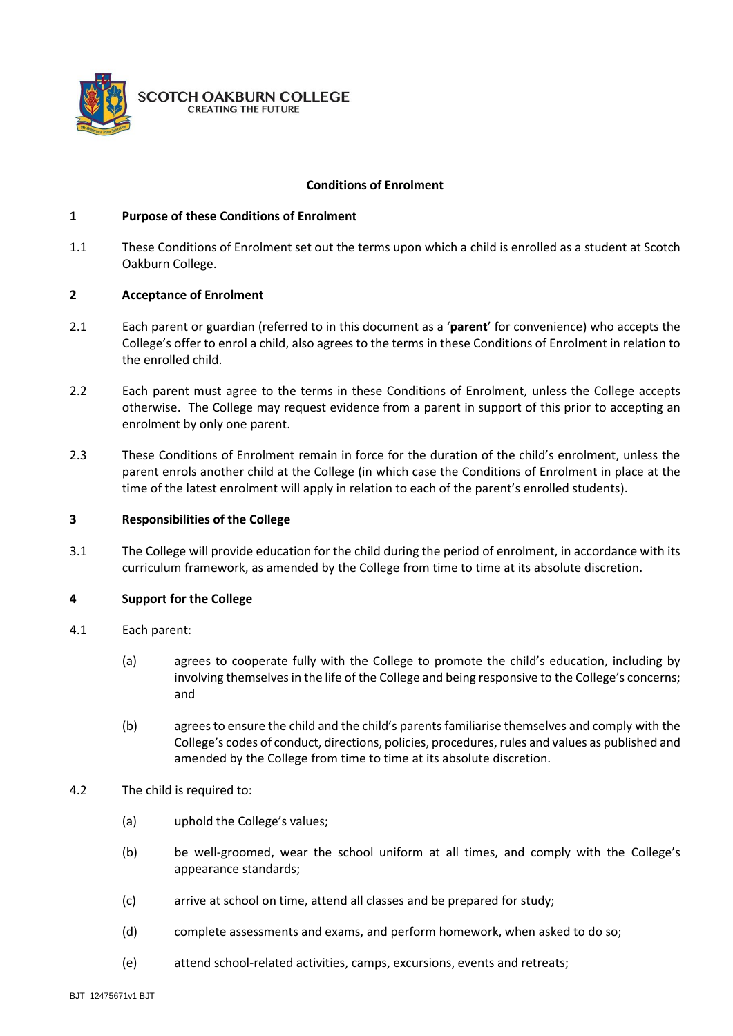SCOTCH OAKBURN COLLEGE
CREATING THE FUTURE

# Conditions of Enrolment

## 1 Purpose of these Conditions of Enrolment

1.1 These Conditions of Enrolment set out the terms upon which a child is enrolled as a student at Scotch Oakburn College.

## 2 Acceptance of Enrolment

2.1 Each parent or guardian (referred to in this document as a '**parent**' for convenience) who accepts the College's offer to enrol a child, also agrees to the terms in these Conditions of Enrolment in relation to the enrolled child.

2.2 Each parent must agree to the terms in these Conditions of Enrolment, unless the College accepts otherwise. The College may request evidence from a parent in support of this prior to accepting an enrolment by only one parent.

2.3 These Conditions of Enrolment remain in force for the duration of the child's enrolment, unless the parent enrols another child at the College (in which case the Conditions of Enrolment in place at the time of the latest enrolment will apply in relation to each of the parent's enrolled students).

## 3 Responsibilities of the College

3.1 The College will provide education for the child during the period of enrolment, in accordance with its curriculum framework, as amended by the College from time to time at its absolute discretion.

## 4 Support for the College

4.1 Each parent:

(a) agrees to cooperate fully with the College to promote the child's education, including by involving themselves in the life of the College and being responsive to the College's concerns; and

(b) agrees to ensure the child and the child's parents familiarise themselves and comply with the College's codes of conduct, directions, policies, procedures, rules and values as published and amended by the College from time to time at its absolute discretion.

4.2 The child is required to:

(a) uphold the College's values;

(b) be well-groomed, wear the school uniform at all times, and comply with the College's appearance standards;

(c) arrive at school on time, attend all classes and be prepared for study;

(d) complete assessments and exams, and perform homework, when asked to do so;

(e) attend school-related activities, camps, excursions, events and retreats;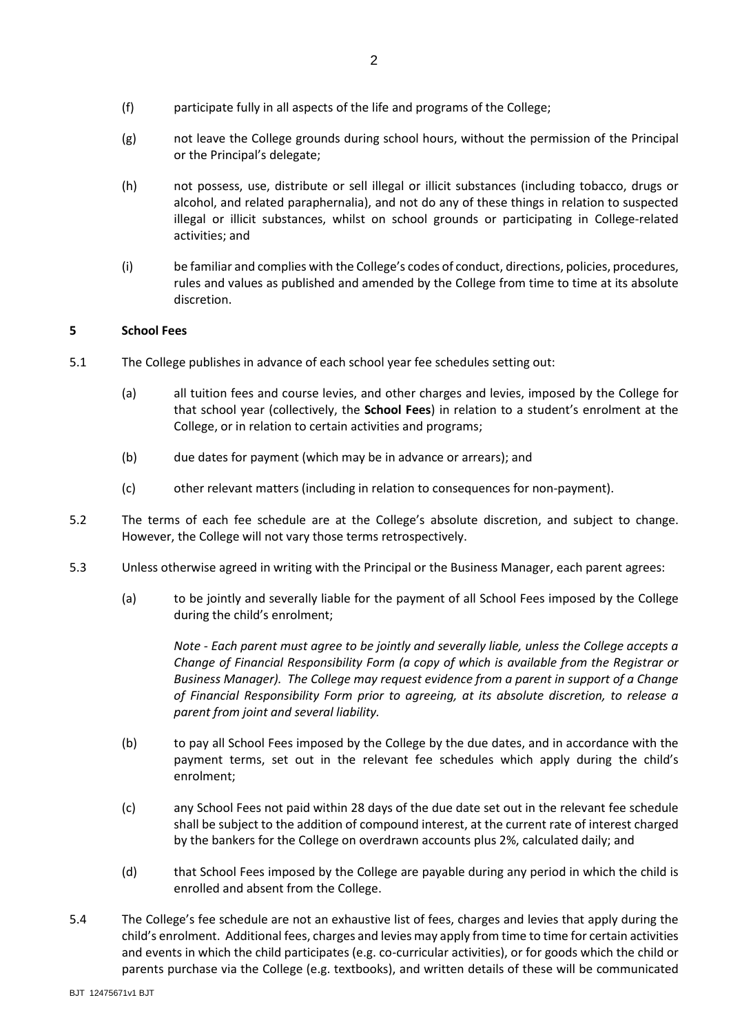(f) participate fully in all aspects of the life and programs of the College;

(g) not leave the College grounds during school hours, without the permission of the Principal or the Principal's delegate;

(h) not possess, use, distribute or sell illegal or illicit substances (including tobacco, drugs or alcohol, and related paraphernalia), and not do any of these things in relation to suspected illegal or illicit substances, whilst on school grounds or participating in College-related activities; and

(i) be familiar and complies with the College's codes of conduct, directions, policies, procedures, rules and values as published and amended by the College from time to time at its absolute discretion.

## 5 School Fees

5.1 The College publishes in advance of each school year fee schedules setting out:

(a) all tuition fees and course levies, and other charges and levies, imposed by the College for that school year (collectively, the **School Fees**) in relation to a student's enrolment at the College, or in relation to certain activities and programs;

(b) due dates for payment (which may be in advance or arrears); and

(c) other relevant matters (including in relation to consequences for non-payment).

5.2 The terms of each fee schedule are at the College's absolute discretion, and subject to change. However, the College will not vary those terms retrospectively.

5.3 Unless otherwise agreed in writing with the Principal or the Business Manager, each parent agrees:

(a) to be jointly and severally liable for the payment of all School Fees imposed by the College during the child's enrolment;

*Note - Each parent must agree to be jointly and severally liable, unless the College accepts a Change of Financial Responsibility Form (a copy of which is available from the Registrar or Business Manager). The College may request evidence from a parent in support of a Change of Financial Responsibility Form prior to agreeing, at its absolute discretion, to release a parent from joint and several liability.*

(b) to pay all School Fees imposed by the College by the due dates, and in accordance with the payment terms, set out in the relevant fee schedules which apply during the child's enrolment;

(c) any School Fees not paid within 28 days of the due date set out in the relevant fee schedule shall be subject to the addition of compound interest, at the current rate of interest charged by the bankers for the College on overdrawn accounts plus 2%, calculated daily; and

(d) that School Fees imposed by the College are payable during any period in which the child is enrolled and absent from the College.

5.4 The College's fee schedule are not an exhaustive list of fees, charges and levies that apply during the child's enrolment. Additional fees, charges and levies may apply from time to time for certain activities and events in which the child participates (e.g. co-curricular activities), or for goods which the child or parents purchase via the College (e.g. textbooks), and written details of these will be communicated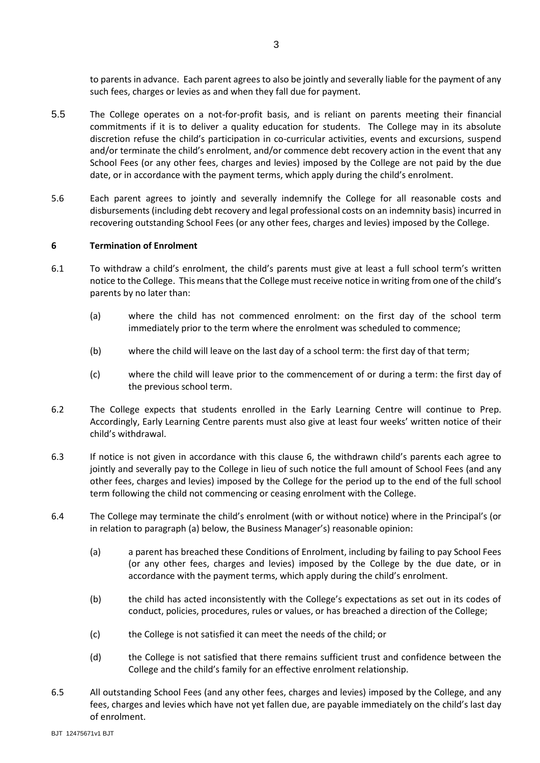to parents in advance. Each parent agrees to also be jointly and severally liable for the payment of any such fees, charges or levies as and when they fall due for payment.

5.5 The College operates on a not-for-profit basis, and is reliant on parents meeting their financial commitments if it is to deliver a quality education for students. The College may in its absolute discretion refuse the child's participation in co-curricular activities, events and excursions, suspend and/or terminate the child's enrolment, and/or commence debt recovery action in the event that any School Fees (or any other fees, charges and levies) imposed by the College are not paid by the due date, or in accordance with the payment terms, which apply during the child's enrolment.

5.6 Each parent agrees to jointly and severally indemnify the College for all reasonable costs and disbursements (including debt recovery and legal professional costs on an indemnity basis) incurred in recovering outstanding School Fees (or any other fees, charges and levies) imposed by the College.

## 6 Termination of Enrolment

6.1 To withdraw a child's enrolment, the child's parents must give at least a full school term's written notice to the College. This means that the College must receive notice in writing from one of the child's parents by no later than:

(a) where the child has not commenced enrolment: on the first day of the school term immediately prior to the term where the enrolment was scheduled to commence;

(b) where the child will leave on the last day of a school term: the first day of that term;

(c) where the child will leave prior to the commencement of or during a term: the first day of the previous school term.

6.2 The College expects that students enrolled in the Early Learning Centre will continue to Prep. Accordingly, Early Learning Centre parents must also give at least four weeks' written notice of their child's withdrawal.

6.3 If notice is not given in accordance with this clause 6, the withdrawn child's parents each agree to jointly and severally pay to the College in lieu of such notice the full amount of School Fees (and any other fees, charges and levies) imposed by the College for the period up to the end of the full school term following the child not commencing or ceasing enrolment with the College.

6.4 The College may terminate the child's enrolment (with or without notice) where in the Principal's (or in relation to paragraph (a) below, the Business Manager's) reasonable opinion:

(a) a parent has breached these Conditions of Enrolment, including by failing to pay School Fees (or any other fees, charges and levies) imposed by the College by the due date, or in accordance with the payment terms, which apply during the child's enrolment.

(b) the child has acted inconsistently with the College's expectations as set out in its codes of conduct, policies, procedures, rules or values, or has breached a direction of the College;

(c) the College is not satisfied it can meet the needs of the child; or

(d) the College is not satisfied that there remains sufficient trust and confidence between the College and the child's family for an effective enrolment relationship.

6.5 All outstanding School Fees (and any other fees, charges and levies) imposed by the College, and any fees, charges and levies which have not yet fallen due, are payable immediately on the child's last day of enrolment.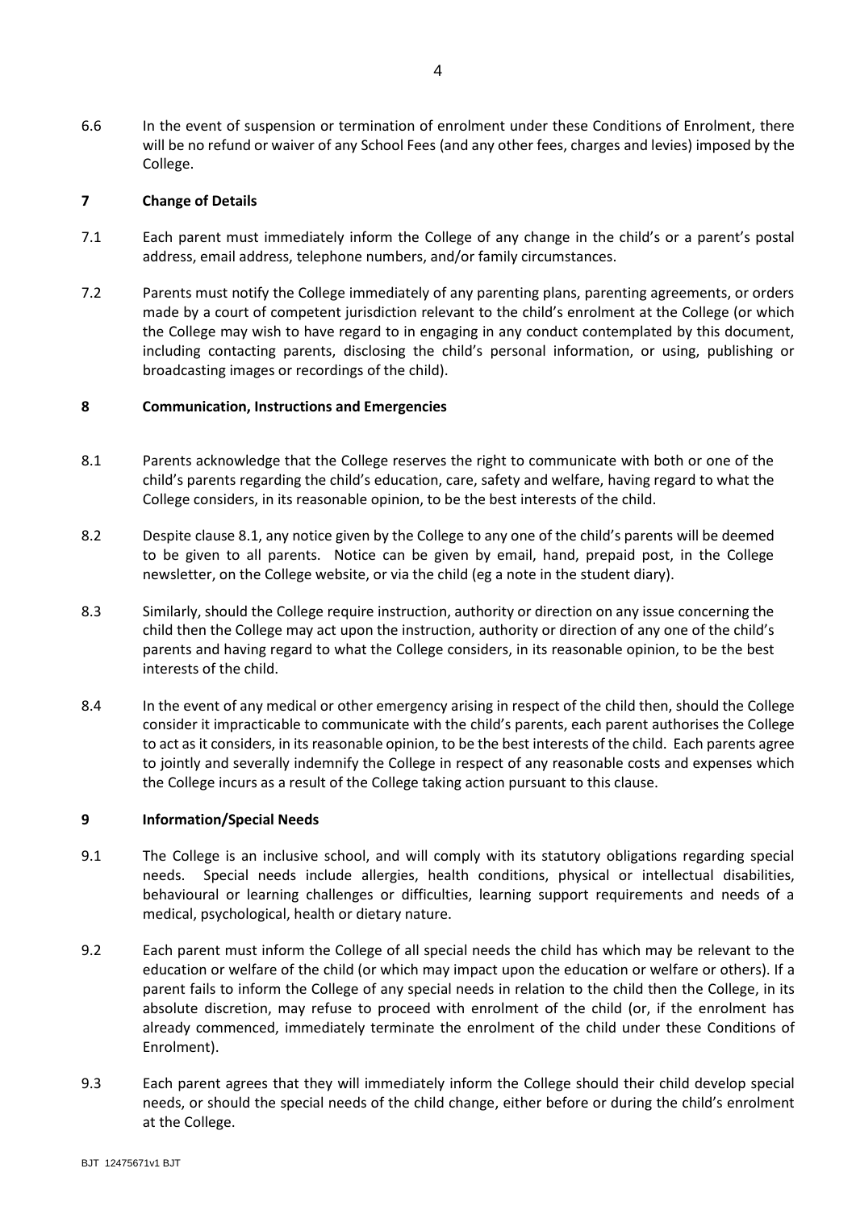6.6 In the event of suspension or termination of enrolment under these Conditions of Enrolment, there will be no refund or waiver of any School Fees (and any other fees, charges and levies) imposed by the College.

## 7 Change of Details

7.1 Each parent must immediately inform the College of any change in the child's or a parent's postal address, email address, telephone numbers, and/or family circumstances.

7.2 Parents must notify the College immediately of any parenting plans, parenting agreements, or orders made by a court of competent jurisdiction relevant to the child's enrolment at the College (or which the College may wish to have regard to in engaging in any conduct contemplated by this document, including contacting parents, disclosing the child's personal information, or using, publishing or broadcasting images or recordings of the child).

## 8 Communication, Instructions and Emergencies

8.1 Parents acknowledge that the College reserves the right to communicate with both or one of the child's parents regarding the child's education, care, safety and welfare, having regard to what the College considers, in its reasonable opinion, to be the best interests of the child.

8.2 Despite clause 8.1, any notice given by the College to any one of the child's parents will be deemed to be given to all parents. Notice can be given by email, hand, prepaid post, in the College newsletter, on the College website, or via the child (eg a note in the student diary).

8.3 Similarly, should the College require instruction, authority or direction on any issue concerning the child then the College may act upon the instruction, authority or direction of any one of the child's parents and having regard to what the College considers, in its reasonable opinion, to be the best interests of the child.

8.4 In the event of any medical or other emergency arising in respect of the child then, should the College consider it impracticable to communicate with the child's parents, each parent authorises the College to act as it considers, in its reasonable opinion, to be the best interests of the child. Each parents agree to jointly and severally indemnify the College in respect of any reasonable costs and expenses which the College incurs as a result of the College taking action pursuant to this clause.

## 9 Information/Special Needs

9.1 The College is an inclusive school, and will comply with its statutory obligations regarding special needs. Special needs include allergies, health conditions, physical or intellectual disabilities, behavioural or learning challenges or difficulties, learning support requirements and needs of a medical, psychological, health or dietary nature.

9.2 Each parent must inform the College of all special needs the child has which may be relevant to the education or welfare of the child (or which may impact upon the education or welfare or others). If a parent fails to inform the College of any special needs in relation to the child then the College, in its absolute discretion, may refuse to proceed with enrolment of the child (or, if the enrolment has already commenced, immediately terminate the enrolment of the child under these Conditions of Enrolment).

9.3 Each parent agrees that they will immediately inform the College should their child develop special needs, or should the special needs of the child change, either before or during the child's enrolment at the College.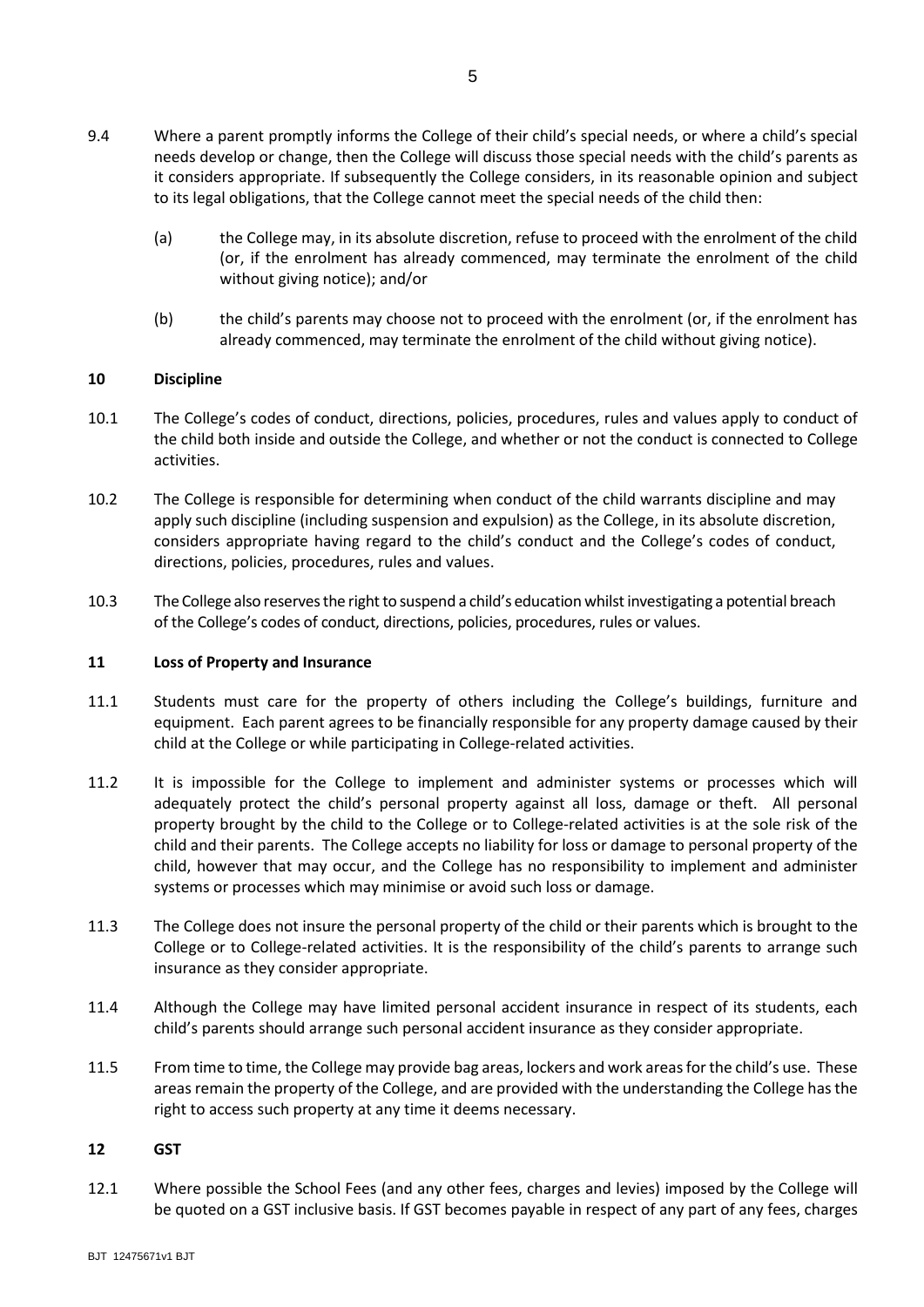9.4 Where a parent promptly informs the College of their child's special needs, or where a child's special needs develop or change, then the College will discuss those special needs with the child's parents as it considers appropriate. If subsequently the College considers, in its reasonable opinion and subject to its legal obligations, that the College cannot meet the special needs of the child then:

(a) the College may, in its absolute discretion, refuse to proceed with the enrolment of the child (or, if the enrolment has already commenced, may terminate the enrolment of the child without giving notice); and/or

(b) the child's parents may choose not to proceed with the enrolment (or, if the enrolment has already commenced, may terminate the enrolment of the child without giving notice).

## 10 Discipline

10.1 The College's codes of conduct, directions, policies, procedures, rules and values apply to conduct of the child both inside and outside the College, and whether or not the conduct is connected to College activities.

10.2 The College is responsible for determining when conduct of the child warrants discipline and may apply such discipline (including suspension and expulsion) as the College, in its absolute discretion, considers appropriate having regard to the child's conduct and the College's codes of conduct, directions, policies, procedures, rules and values.

10.3 The College also reserves the right to suspend a child's education whilst investigating a potential breach of the College's codes of conduct, directions, policies, procedures, rules or values.

## 11 Loss of Property and Insurance

11.1 Students must care for the property of others including the College's buildings, furniture and equipment. Each parent agrees to be financially responsible for any property damage caused by their child at the College or while participating in College-related activities.

11.2 It is impossible for the College to implement and administer systems or processes which will adequately protect the child's personal property against all loss, damage or theft. All personal property brought by the child to the College or to College-related activities is at the sole risk of the child and their parents. The College accepts no liability for loss or damage to personal property of the child, however that may occur, and the College has no responsibility to implement and administer systems or processes which may minimise or avoid such loss or damage.

11.3 The College does not insure the personal property of the child or their parents which is brought to the College or to College-related activities. It is the responsibility of the child's parents to arrange such insurance as they consider appropriate.

11.4 Although the College may have limited personal accident insurance in respect of its students, each child's parents should arrange such personal accident insurance as they consider appropriate.

11.5 From time to time, the College may provide bag areas, lockers and work areas for the child's use. These areas remain the property of the College, and are provided with the understanding the College has the right to access such property at any time it deems necessary.

## 12 GST

12.1 Where possible the School Fees (and any other fees, charges and levies) imposed by the College will be quoted on a GST inclusive basis. If GST becomes payable in respect of any part of any fees, charges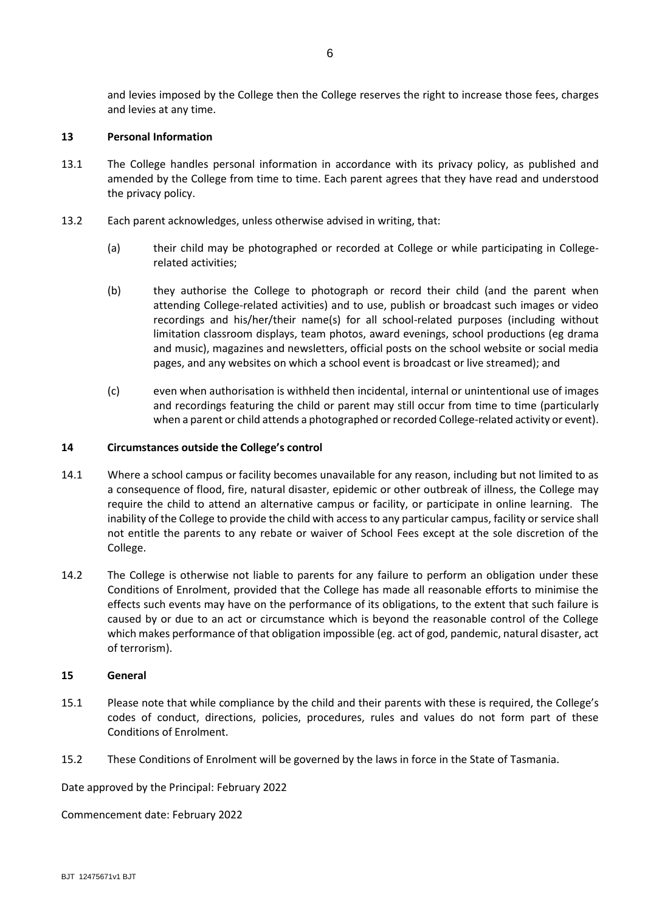and levies imposed by the College then the College reserves the right to increase those fees, charges and levies at any time.

## 13 Personal Information

13.1 The College handles personal information in accordance with its privacy policy, as published and amended by the College from time to time. Each parent agrees that they have read and understood the privacy policy.

13.2 Each parent acknowledges, unless otherwise advised in writing, that:

(a) their child may be photographed or recorded at College or while participating in College-related activities;

(b) they authorise the College to photograph or record their child (and the parent when attending College-related activities) and to use, publish or broadcast such images or video recordings and his/her/their name(s) for all school-related purposes (including without limitation classroom displays, team photos, award evenings, school productions (eg drama and music), magazines and newsletters, official posts on the school website or social media pages, and any websites on which a school event is broadcast or live streamed); and

(c) even when authorisation is withheld then incidental, internal or unintentional use of images and recordings featuring the child or parent may still occur from time to time (particularly when a parent or child attends a photographed or recorded College-related activity or event).

## 14 Circumstances outside the College's control

14.1 Where a school campus or facility becomes unavailable for any reason, including but not limited to as a consequence of flood, fire, natural disaster, epidemic or other outbreak of illness, the College may require the child to attend an alternative campus or facility, or participate in online learning. The inability of the College to provide the child with access to any particular campus, facility or service shall not entitle the parents to any rebate or waiver of School Fees except at the sole discretion of the College.

14.2 The College is otherwise not liable to parents for any failure to perform an obligation under these Conditions of Enrolment, provided that the College has made all reasonable efforts to minimise the effects such events may have on the performance of its obligations, to the extent that such failure is caused by or due to an act or circumstance which is beyond the reasonable control of the College which makes performance of that obligation impossible (eg. act of god, pandemic, natural disaster, act of terrorism).

## 15 General

15.1 Please note that while compliance by the child and their parents with these is required, the College's codes of conduct, directions, policies, procedures, rules and values do not form part of these Conditions of Enrolment.

15.2 These Conditions of Enrolment will be governed by the laws in force in the State of Tasmania.

Date approved by the Principal: February 2022

Commencement date: February 2022

BJT 12475671v1 BJT